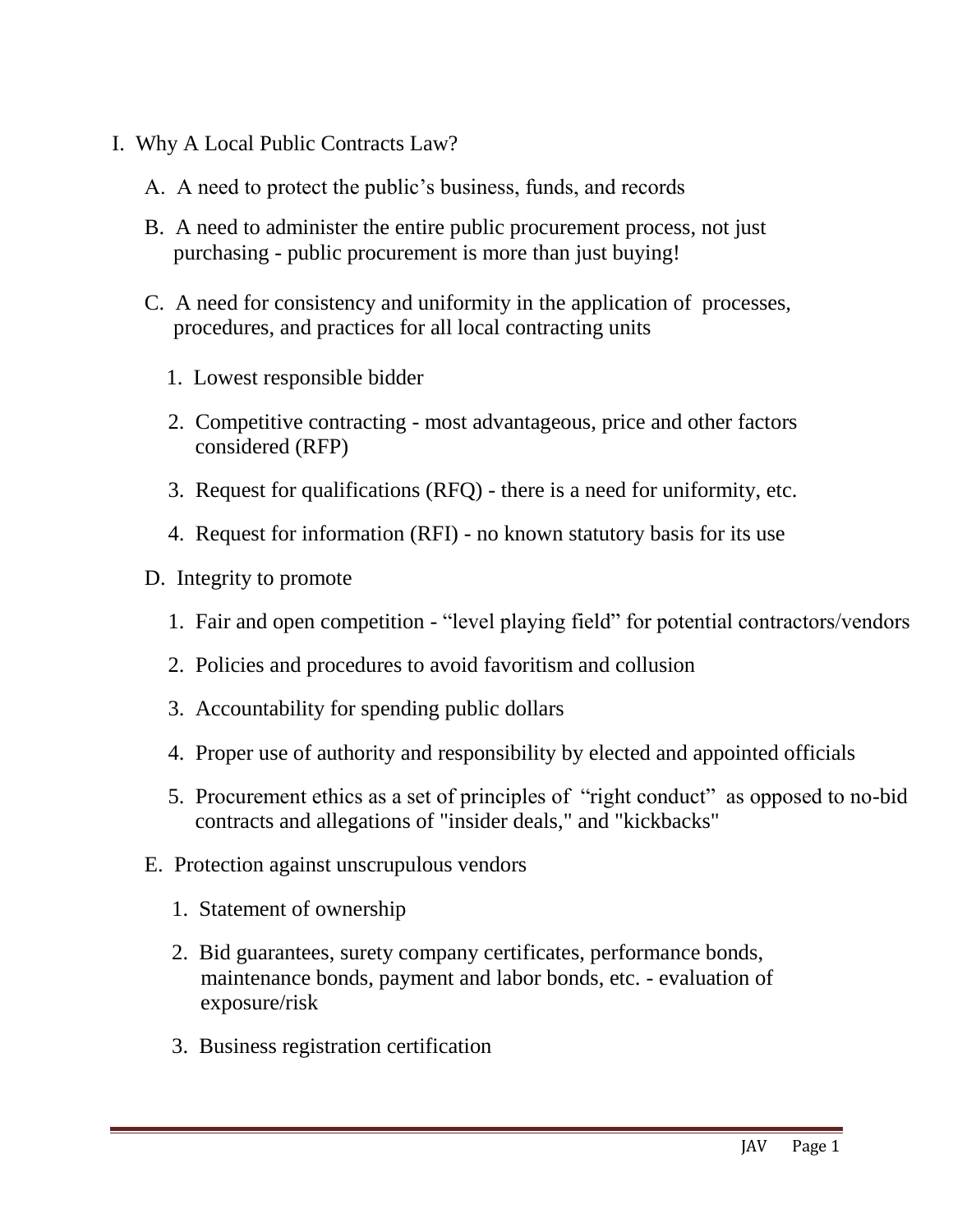I. Why A Local Public Contracts Law?

A. A need to protect the public's business, funds, and records

B. A need to administer the entire public procurement process, not just purchasing - public procurement is more than just buying!

C. A need for consistency and uniformity in the application of processes, procedures, and practices for all local contracting units

1. Lowest responsible bidder
2. Competitive contracting - most advantageous, price and other factors considered (RFP)
3. Request for qualifications (RFQ) - there is a need for uniformity, etc.
4. Request for information (RFI) - no known statutory basis for its use

D. Integrity to promote

1. Fair and open competition - "level playing field" for potential contractors/vendors
2. Policies and procedures to avoid favoritism and collusion
3. Accountability for spending public dollars
4. Proper use of authority and responsibility by elected and appointed officials
5. Procurement ethics as a set of principles of "right conduct" as opposed to no-bid contracts and allegations of "insider deals," and "kickbacks"

E. Protection against unscrupulous vendors

1. Statement of ownership
2. Bid guarantees, surety company certificates, performance bonds, maintenance bonds, payment and labor bonds, etc. - evaluation of exposure/risk
3. Business registration certification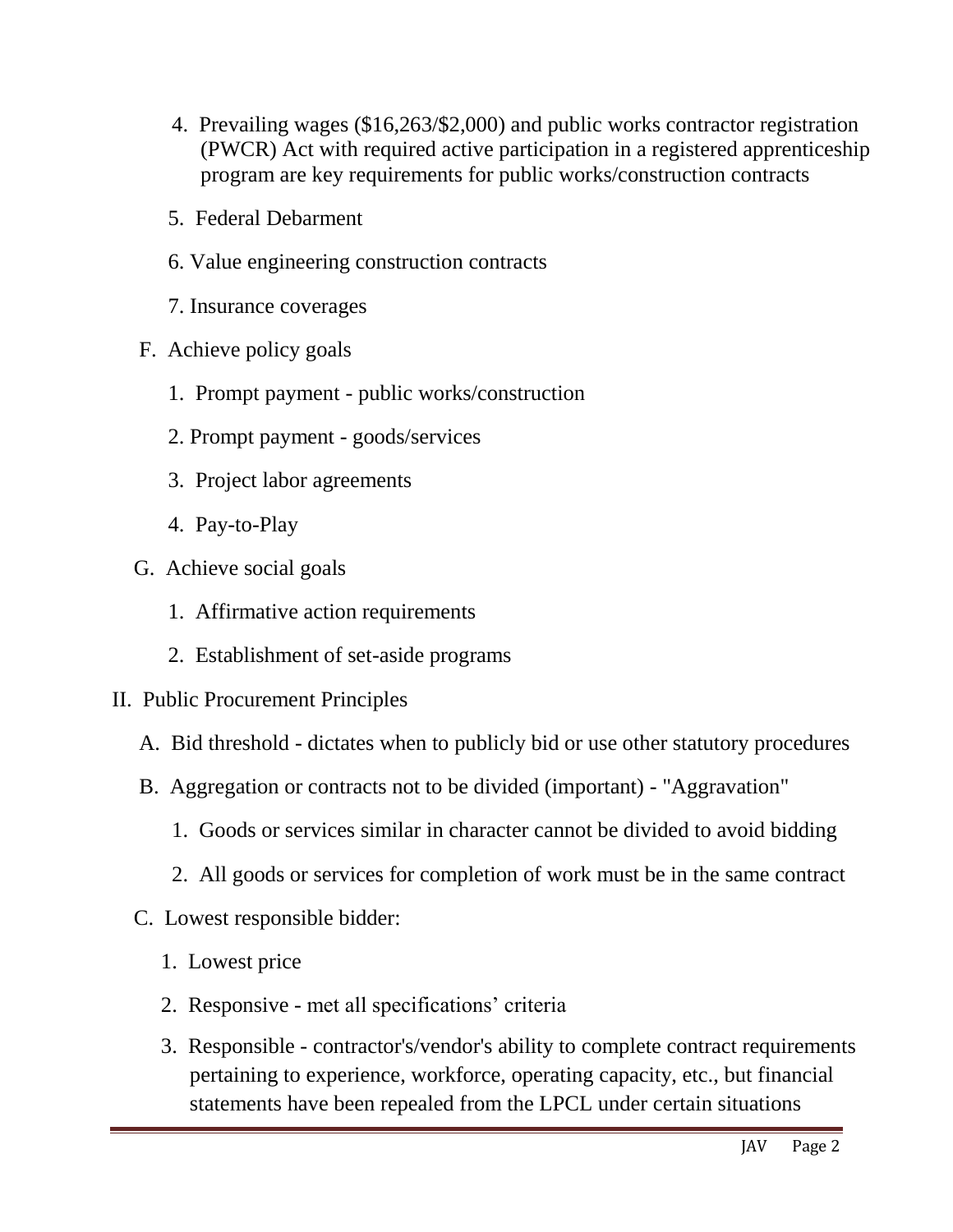4. Prevailing wages ($16,263/$2,000) and public works contractor registration (PWCR) Act with required active participation in a registered apprenticeship program are key requirements for public works/construction contracts
5. Federal Debarment
6. Value engineering construction contracts
7. Insurance coverages

F. Achieve policy goals

1. Prompt payment - public works/construction
2. Prompt payment - goods/services
3. Project labor agreements
4. Pay-to-Play

G. Achieve social goals

1. Affirmative action requirements
2. Establishment of set-aside programs

II. Public Procurement Principles

A. Bid threshold - dictates when to publicly bid or use other statutory procedures

B. Aggregation or contracts not to be divided (important) - "Aggravation"

1. Goods or services similar in character cannot be divided to avoid bidding
2. All goods or services for completion of work must be in the same contract

C. Lowest responsible bidder:

1. Lowest price
2. Responsive - met all specifications' criteria
3. Responsible - contractor's/vendor's ability to complete contract requirements pertaining to experience, workforce, operating capacity, etc., but financial statements have been repealed from the LPCL under certain situations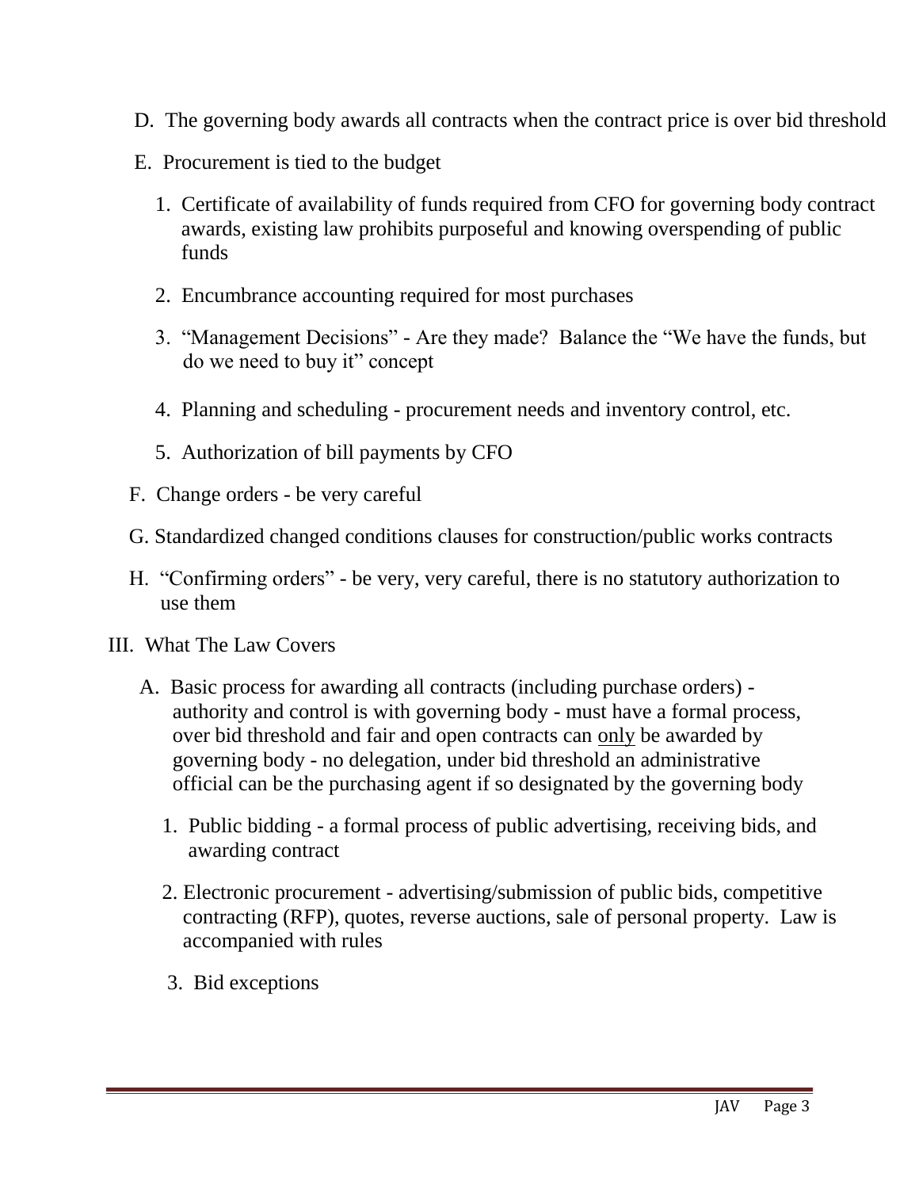D. The governing body awards all contracts when the contract price is over bid threshold

E. Procurement is tied to the budget

1. Certificate of availability of funds required from CFO for governing body contract awards, existing law prohibits purposeful and knowing overspending of public funds

2. Encumbrance accounting required for most purchases

3. "Management Decisions" - Are they made? Balance the "We have the funds, but do we need to buy it" concept

4. Planning and scheduling - procurement needs and inventory control, etc.

5. Authorization of bill payments by CFO

F. Change orders - be very careful

G. Standardized changed conditions clauses for construction/public works contracts

H. "Confirming orders" - be very, very careful, there is no statutory authorization to use them

III. What The Law Covers

A. Basic process for awarding all contracts (including purchase orders) - authority and control is with governing body - must have a formal process, over bid threshold and fair and open contracts can <u>only</u> be awarded by governing body - no delegation, under bid threshold an administrative official can be the purchasing agent if so designated by the governing body

1. Public bidding - a formal process of public advertising, receiving bids, and awarding contract

2. Electronic procurement - advertising/submission of public bids, competitive contracting (RFP), quotes, reverse auctions, sale of personal property. Law is accompanied with rules

3. Bid exceptions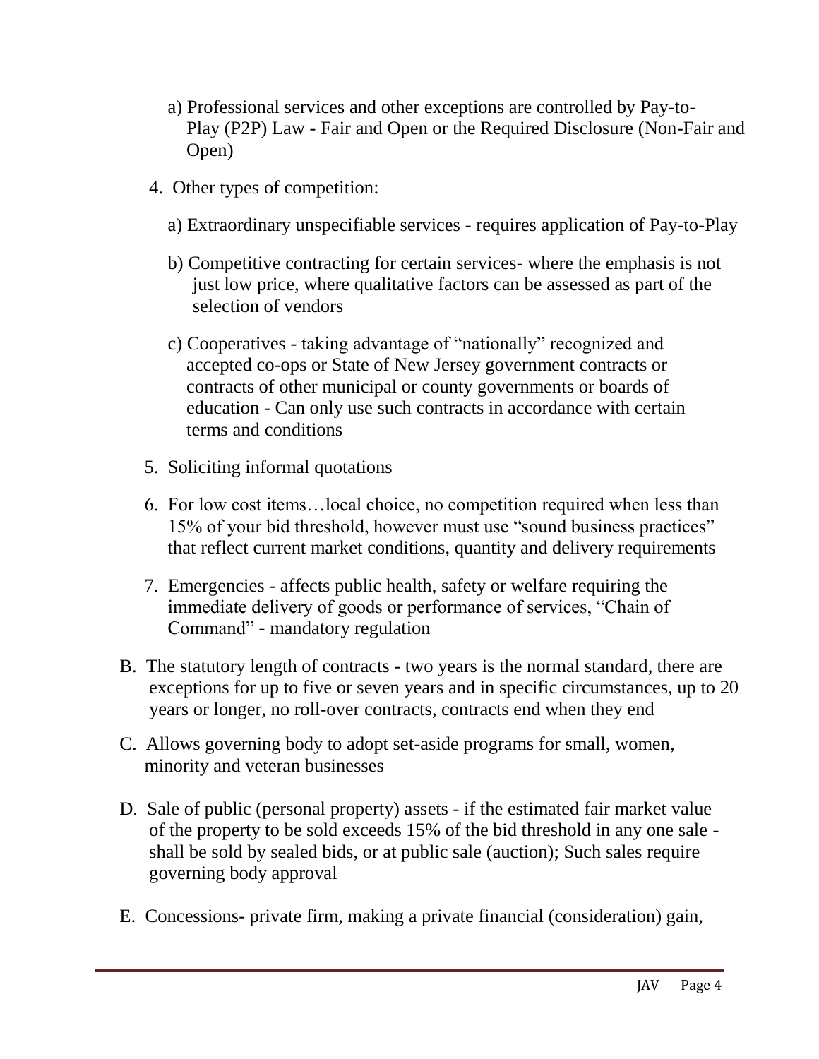a) Professional services and other exceptions are controlled by Pay-to-Play (P2P) Law - Fair and Open or the Required Disclosure (Non-Fair and Open)

4. Other types of competition:

   a) Extraordinary unspecifiable services - requires application of Pay-to-Play

   b) Competitive contracting for certain services- where the emphasis is not just low price, where qualitative factors can be assessed as part of the selection of vendors

   c) Cooperatives - taking advantage of "nationally" recognized and accepted co-ops or State of New Jersey government contracts or contracts of other municipal or county governments or boards of education - Can only use such contracts in accordance with certain terms and conditions

5. Soliciting informal quotations

6. For low cost items…local choice, no competition required when less than 15% of your bid threshold, however must use "sound business practices" that reflect current market conditions, quantity and delivery requirements

7. Emergencies - affects public health, safety or welfare requiring the immediate delivery of goods or performance of services, "Chain of Command" - mandatory regulation

B. The statutory length of contracts - two years is the normal standard, there are exceptions for up to five or seven years and in specific circumstances, up to 20 years or longer, no roll-over contracts, contracts end when they end

C. Allows governing body to adopt set-aside programs for small, women, minority and veteran businesses

D. Sale of public (personal property) assets - if the estimated fair market value of the property to be sold exceeds 15% of the bid threshold in any one sale - shall be sold by sealed bids, or at public sale (auction); Such sales require governing body approval

E. Concessions- private firm, making a private financial (consideration) gain,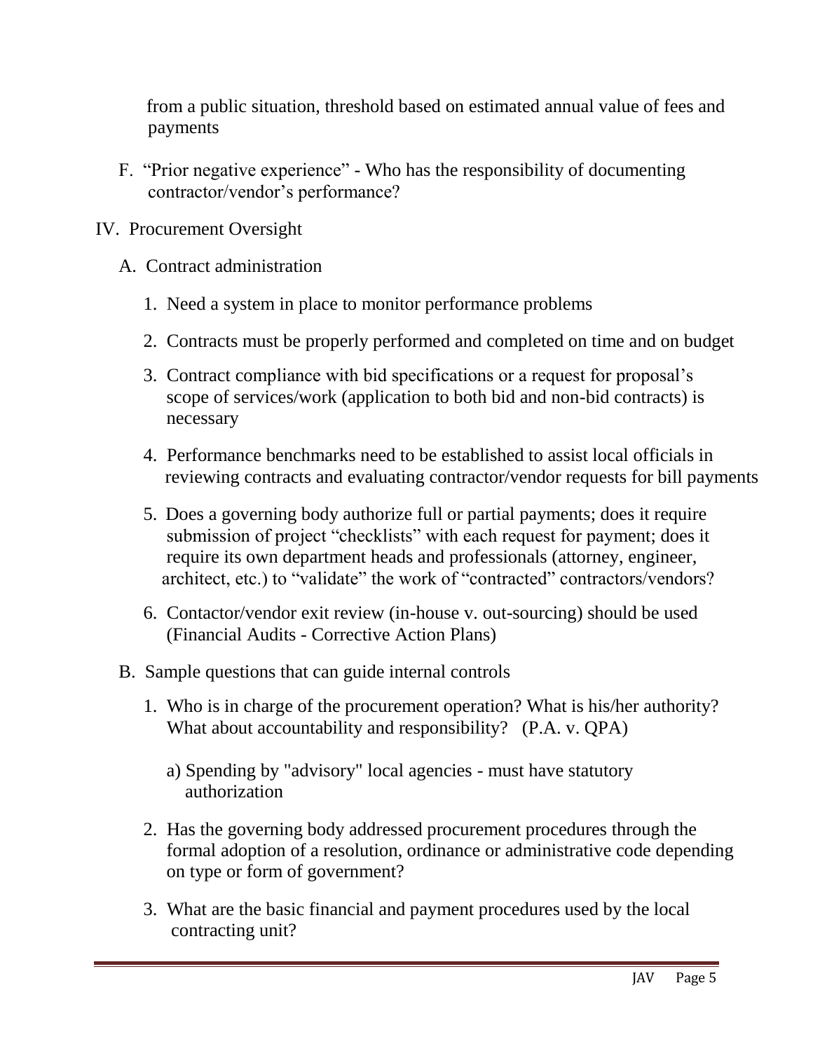from a public situation, threshold based on estimated annual value of fees and payments

F. "Prior negative experience" - Who has the responsibility of documenting contractor/vendor's performance?

IV. Procurement Oversight

A. Contract administration

1. Need a system in place to monitor performance problems
2. Contracts must be properly performed and completed on time and on budget
3. Contract compliance with bid specifications or a request for proposal's scope of services/work (application to both bid and non-bid contracts) is necessary
4. Performance benchmarks need to be established to assist local officials in reviewing contracts and evaluating contractor/vendor requests for bill payments
5. Does a governing body authorize full or partial payments; does it require submission of project "checklists" with each request for payment; does it require its own department heads and professionals (attorney, engineer, architect, etc.) to "validate" the work of "contracted" contractors/vendors?
6. Contactor/vendor exit review (in-house v. out-sourcing) should be used (Financial Audits - Corrective Action Plans)

B. Sample questions that can guide internal controls

1. Who is in charge of the procurement operation? What is his/her authority? What about accountability and responsibility? (P.A. v. QPA)

   a) Spending by "advisory" local agencies - must have statutory authorization

2. Has the governing body addressed procurement procedures through the formal adoption of a resolution, ordinance or administrative code depending on type or form of government?
3. What are the basic financial and payment procedures used by the local contracting unit?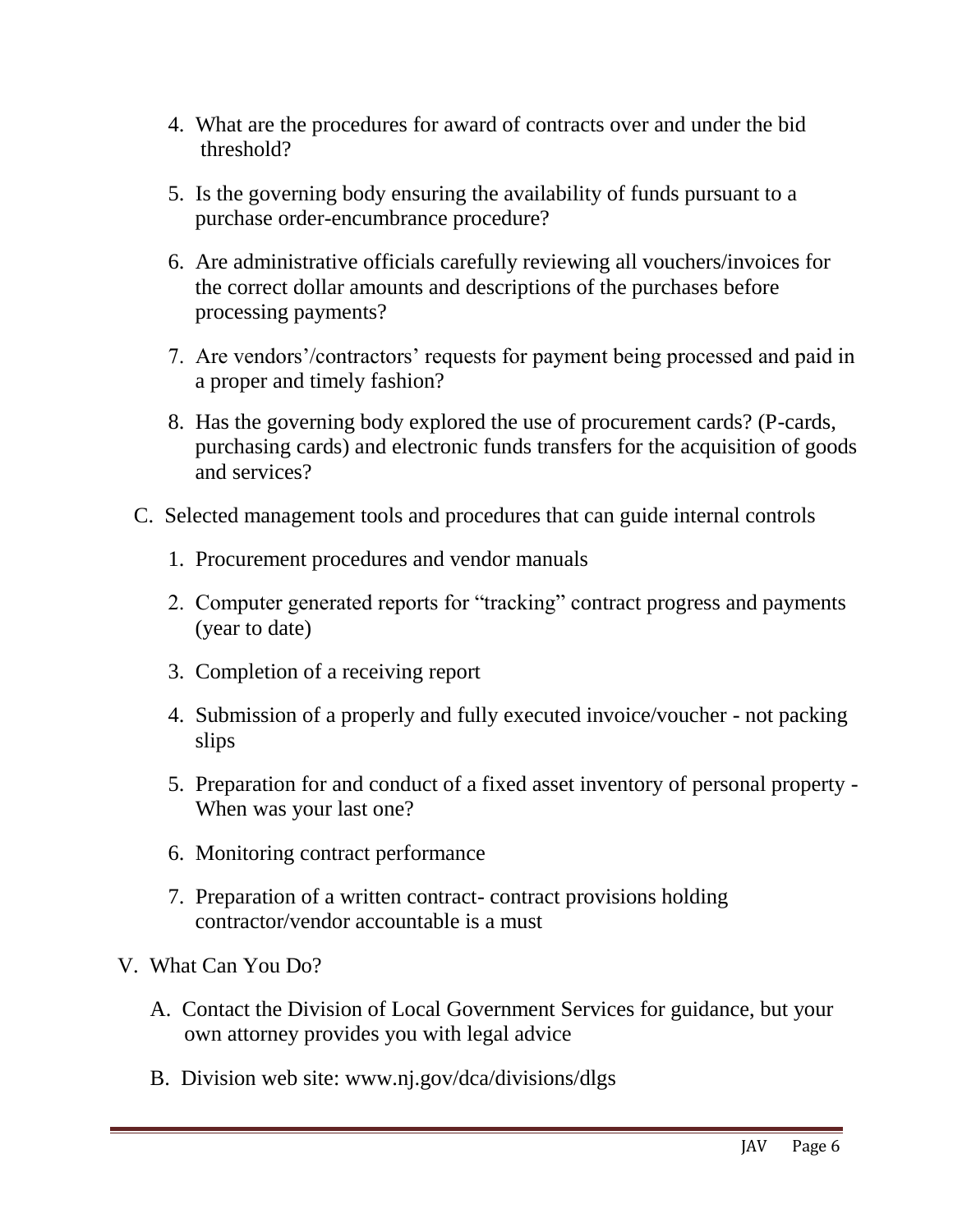4. What are the procedures for award of contracts over and under the bid threshold?

5. Is the governing body ensuring the availability of funds pursuant to a purchase order-encumbrance procedure?

6. Are administrative officials carefully reviewing all vouchers/invoices for the correct dollar amounts and descriptions of the purchases before processing payments?

7. Are vendors'/contractors' requests for payment being processed and paid in a proper and timely fashion?

8. Has the governing body explored the use of procurement cards? (P-cards, purchasing cards) and electronic funds transfers for the acquisition of goods and services?

C. Selected management tools and procedures that can guide internal controls

1. Procurement procedures and vendor manuals

2. Computer generated reports for "tracking" contract progress and payments (year to date)

3. Completion of a receiving report

4. Submission of a properly and fully executed invoice/voucher - not packing slips

5. Preparation for and conduct of a fixed asset inventory of personal property - When was your last one?

6. Monitoring contract performance

7. Preparation of a written contract- contract provisions holding contractor/vendor accountable is a must

V. What Can You Do?

A. Contact the Division of Local Government Services for guidance, but your own attorney provides you with legal advice

B. Division web site: www.nj.gov/dca/divisions/dlgs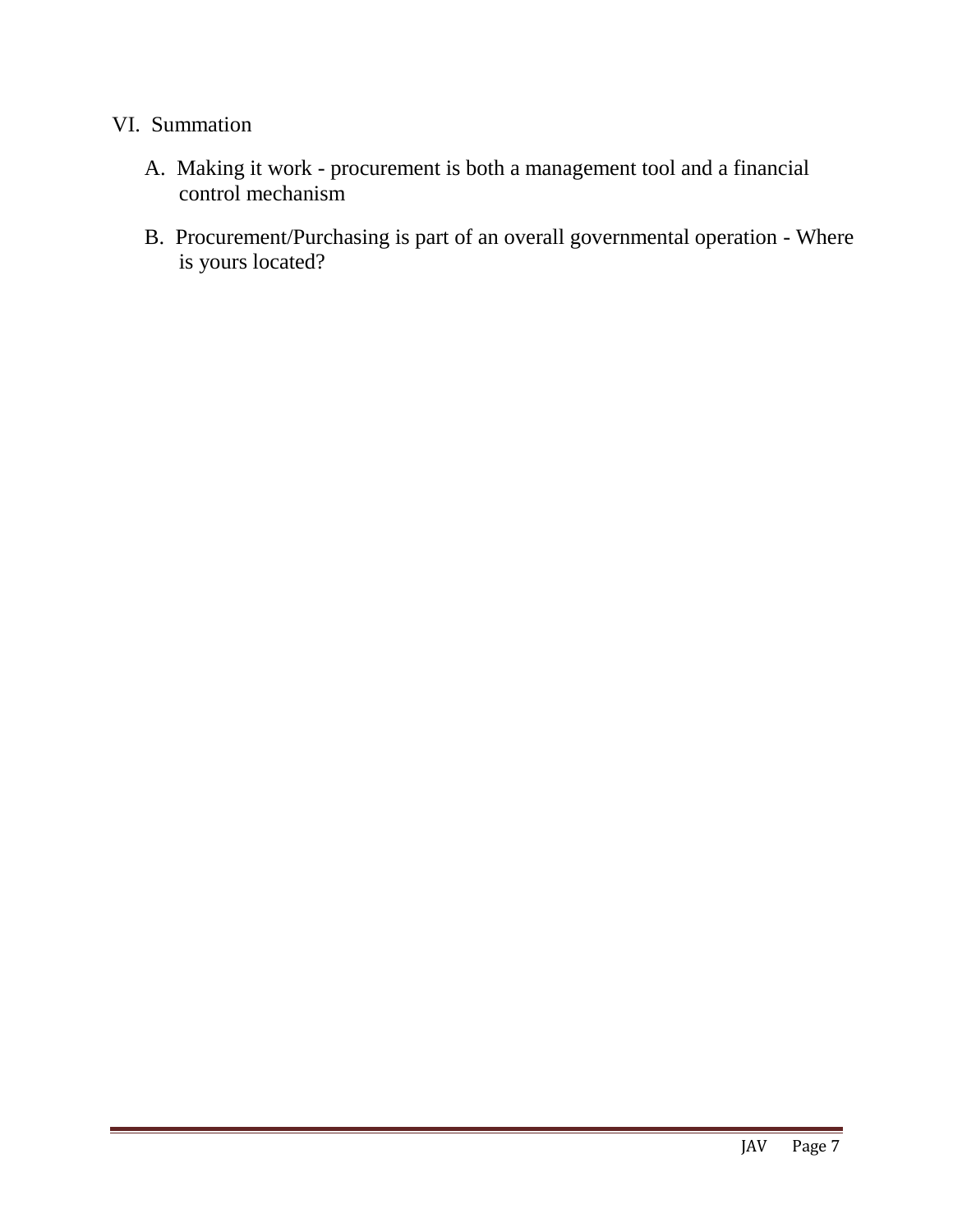VI. Summation

A. Making it work - procurement is both a management tool and a financial control mechanism

B. Procurement/Purchasing is part of an overall governmental operation - Where is yours located?